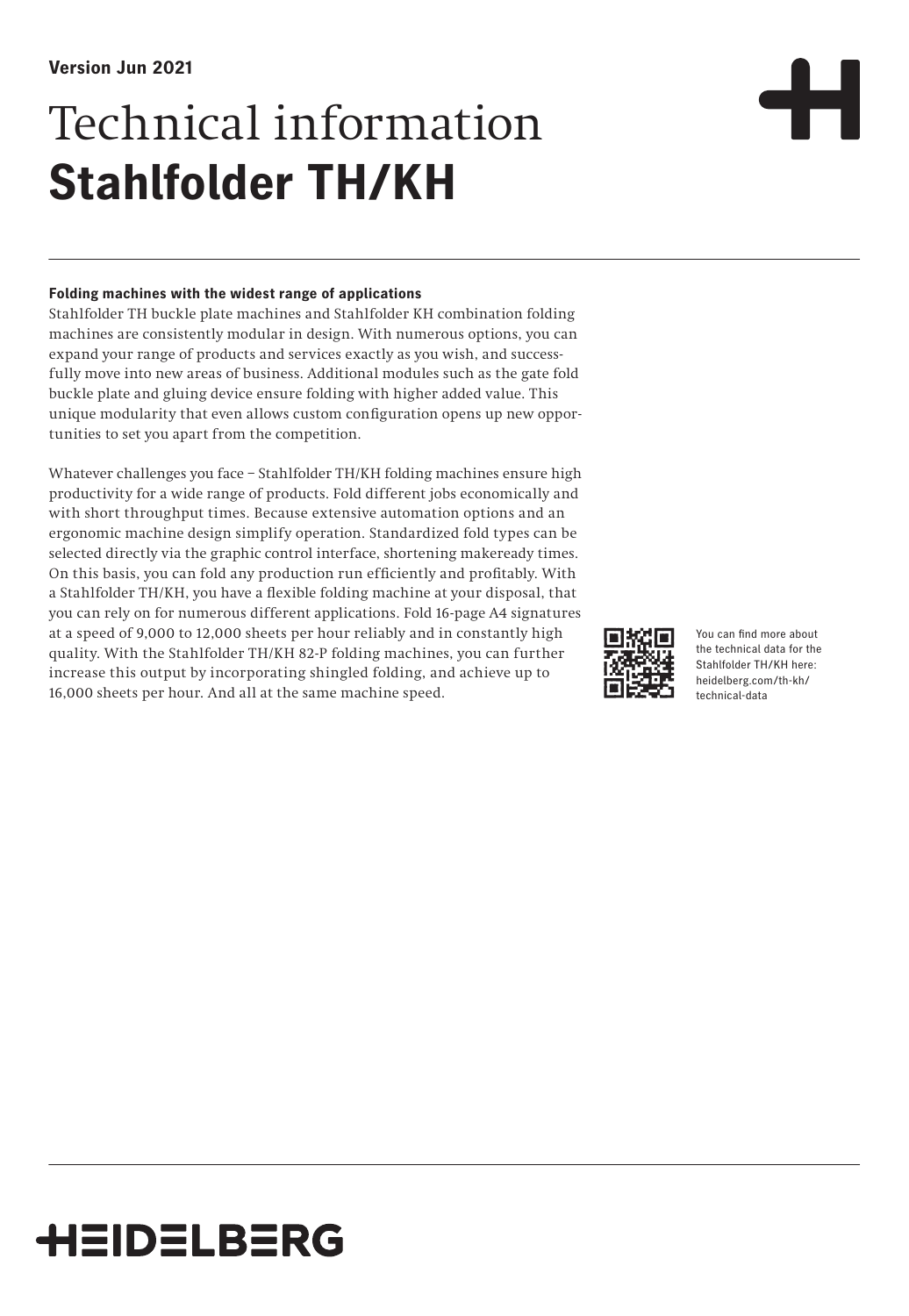**Version Jun 2021**

# Technical information **Stahlfolder TH/KH**

**Folding machines with the widest range of applications**

Stahlfolder TH buckle plate machines and Stahlfolder KH combination folding machines are consistently modular in design. With numerous options, you can expand your range of products and services exactly as you wish, and successfully move into new areas of business. Additional modules such as the gate fold buckle plate and gluing device ensure folding with higher added value. This unique modularity that even allows custom configuration opens up new opportunities to set you apart from the competition.

Whatever challenges you face – Stahlfolder TH/KH folding machines ensure high productivity for a wide range of products. Fold different jobs economically and with short throughput times. Because extensive automation options and an ergonomic machine design simplify operation. Standardized fold types can be selected directly via the graphic control interface, shortening makeready times. On this basis, you can fold any production run efficiently and profitably. With a Stahlfolder TH/KH, you have a flexible folding machine at your disposal, that you can rely on for numerous different applications. Fold 16-page A4 signatures at a speed of 9,000 to 12,000 sheets per hour reliably and in constantly high quality. With the Stahlfolder TH/KH 82-P folding machines, you can further increase this output by incorporating shingled folding, and achieve up to 16,000 sheets per hour. And all at the same machine speed.

You can find more about the technical data for the Stahlfolder TH/KH here: heidelberg.com/th-kh/technical-data

HEIDELBERG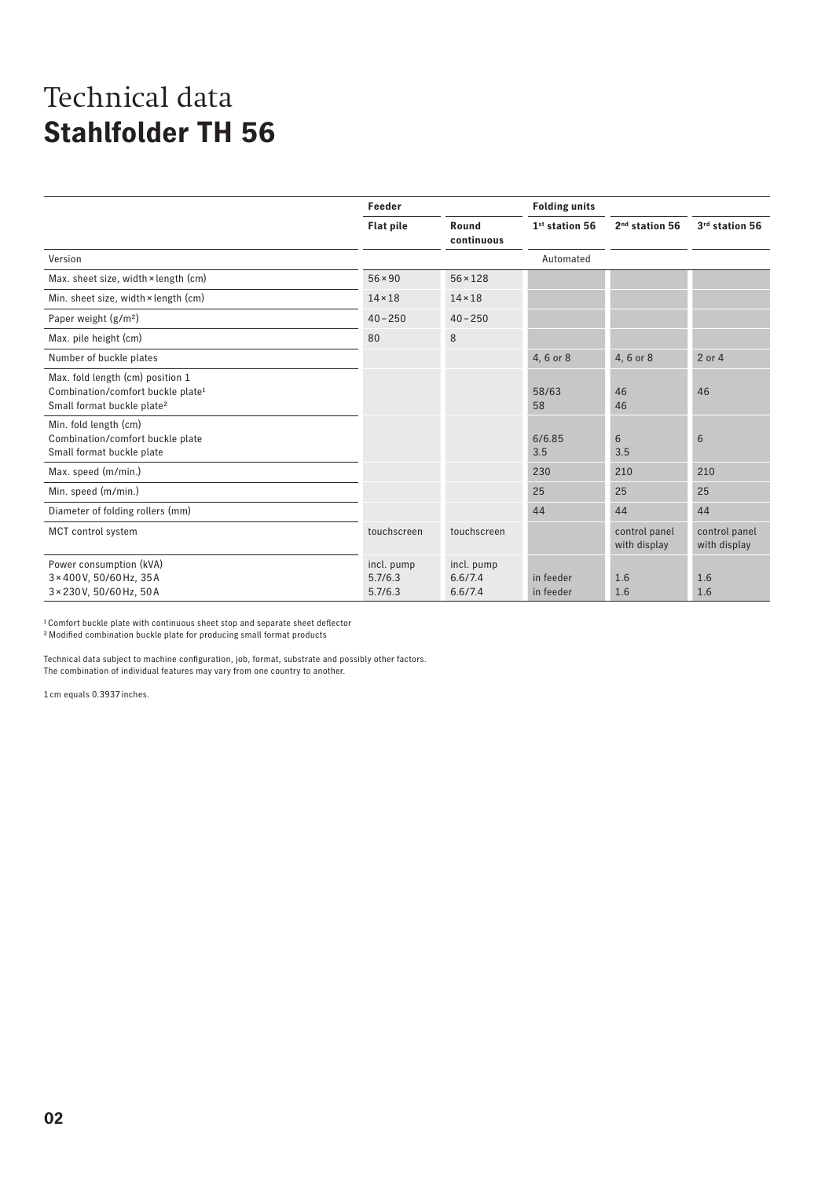# Technical data
## **Stahlfolder TH 56**

| | Feeder | | Folding units | | |
|---|---|---|---|---|---|
| | **Flat pile** | **Round continuous** | **1st station 56** | **2nd station 56** | **3rd station 56** |
| Version | | | Automated | | |
| Max. sheet size, width × length (cm) | 56 × 90 | 56 × 128 | | | |
| Min. sheet size, width × length (cm) | 14 × 18 | 14 × 18 | | | |
| Paper weight (g/m²) | 40 – 250 | 40 – 250 | | | |
| Max. pile height (cm) | 80 | 8 | | | |
| Number of buckle plates | | | 4, 6 or 8 | 4, 6 or 8 | 2 or 4 |
| Max. fold length (cm) position 1<br>Combination/comfort buckle plate[1]<br>Small format buckle plate[2] | | | <br>58/63<br>58 | <br>46<br>46 | <br>46 |
| Min. fold length (cm)<br>Combination/comfort buckle plate<br>Small format buckle plate | | | <br>6/6.85<br>3.5 | <br>6<br>3.5 | <br>6 |
| Max. speed (m/min.) | | | 230 | 210 | 210 |
| Min. speed (m/min.) | | | 25 | 25 | 25 |
| Diameter of folding rollers (mm) | | | 44 | 44 | 44 |
| MCT control system | touchscreen | touchscreen | | control panel with display | control panel with display |
| Power consumption (kVA)<br>3 × 400 V, 50/60 Hz, 35 A<br>3 × 230 V, 50/60 Hz, 50 A | incl. pump<br>5.7/6.3<br>5.7/6.3 | incl. pump<br>6.6/7.4<br>6.6/7.4 | <br>in feeder<br>in feeder | <br>1.6<br>1.6 | <br>1.6<br>1.6 |

[1] Comfort buckle plate with continuous sheet stop and separate sheet deflector
[2] Modified combination buckle plate for producing small format products

Technical data subject to machine configuration, job, format, substrate and possibly other factors.
The combination of individual features may vary from one country to another.

1 cm equals 0.3937 inches.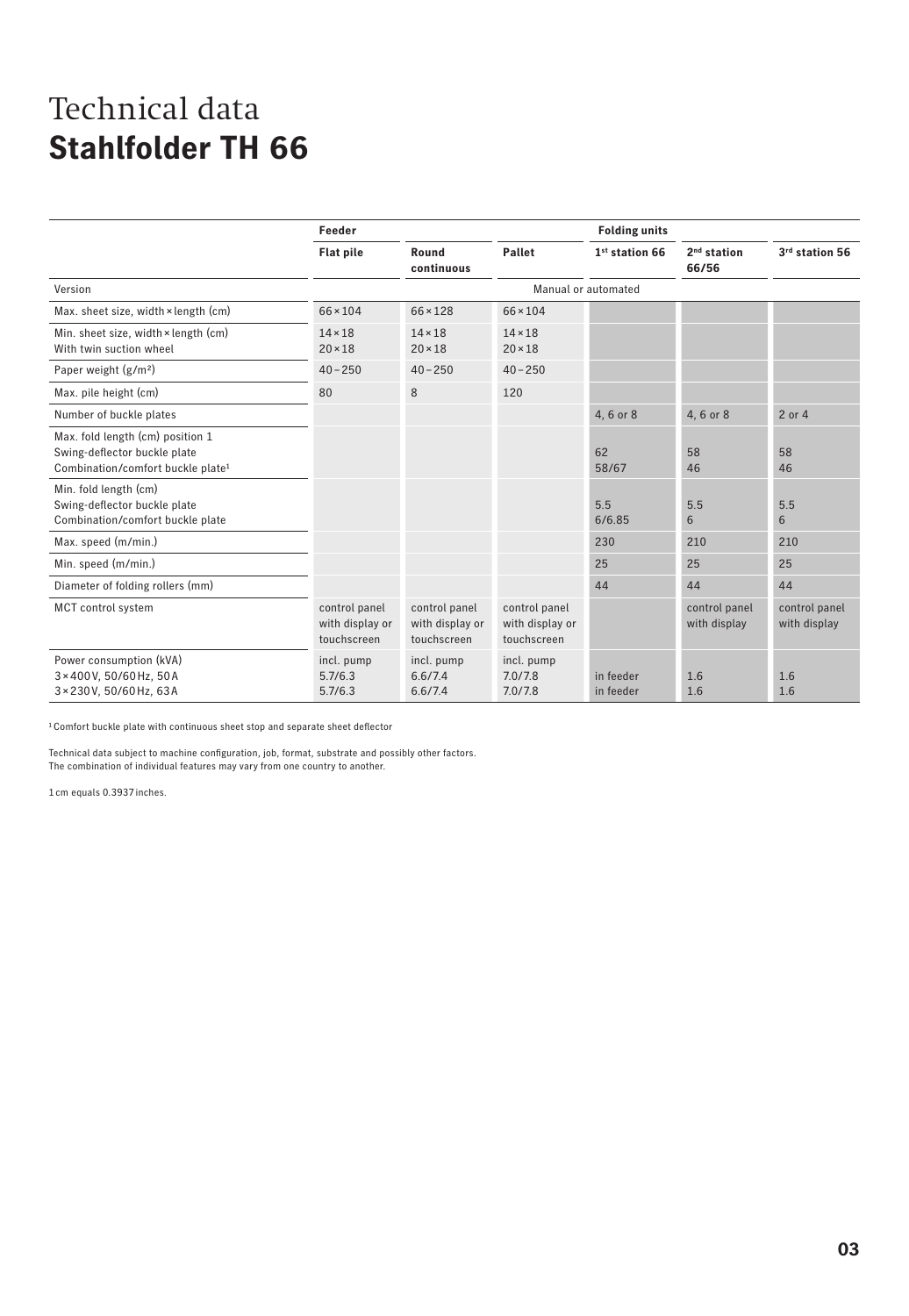# Technical data
## **Stahlfolder TH 66**

| | Feeder | | | Folding units | | |
|---|---|---|---|---|---|---|
| | **Flat pile** | **Round continuous** | **Pallet** | **1st station 66** | **2nd station 66/56** | **3rd station 56** |
| Version | Manual or automated | | | | | |
| Max. sheet size, width × length (cm) | 66 × 104 | 66 × 128 | 66 × 104 | | | |
| Min. sheet size, width × length (cm)<br>With twin suction wheel | 14 × 18<br>20 × 18 | 14 × 18<br>20 × 18 | 14 × 18<br>20 × 18 | | | |
| Paper weight (g/m²) | 40 – 250 | 40 – 250 | 40 – 250 | | | |
| Max. pile height (cm) | 80 | 8 | 120 | | | |
| Number of buckle plates | | | | 4, 6 or 8 | 4, 6 or 8 | 2 or 4 |
| Max. fold length (cm) position 1<br>Swing-deflector buckle plate<br>Combination/comfort buckle plate[1] | | | | <br>62<br>58/67 | <br>58<br>46 | <br>58<br>46 |
| Min. fold length (cm)<br>Swing-deflector buckle plate<br>Combination/comfort buckle plate | | | | <br>5.5<br>6/6.85 | <br>5.5<br>6 | <br>5.5<br>6 |
| Max. speed (m/min.) | | | | 230 | 210 | 210 |
| Min. speed (m/min.) | | | | 25 | 25 | 25 |
| Diameter of folding rollers (mm) | | | | 44 | 44 | 44 |
| MCT control system | control panel with display or touchscreen | control panel with display or touchscreen | control panel with display or touchscreen | | control panel with display | control panel with display |
| Power consumption (kVA)<br>3 × 400 V, 50/60 Hz, 50 A<br>3 × 230 V, 50/60 Hz, 63 A | incl. pump<br>5.7/6.3<br>5.7/6.3 | incl. pump<br>6.6/7.4<br>6.6/7.4 | incl. pump<br>7.0/7.8<br>7.0/7.8 | <br>in feeder<br>in feeder | <br>1.6<br>1.6 | <br>1.6<br>1.6 |

[1] Comfort buckle plate with continuous sheet stop and separate sheet deflector

Technical data subject to machine configuration, job, format, substrate and possibly other factors.
The combination of individual features may vary from one country to another.

1 cm equals 0.3937 inches.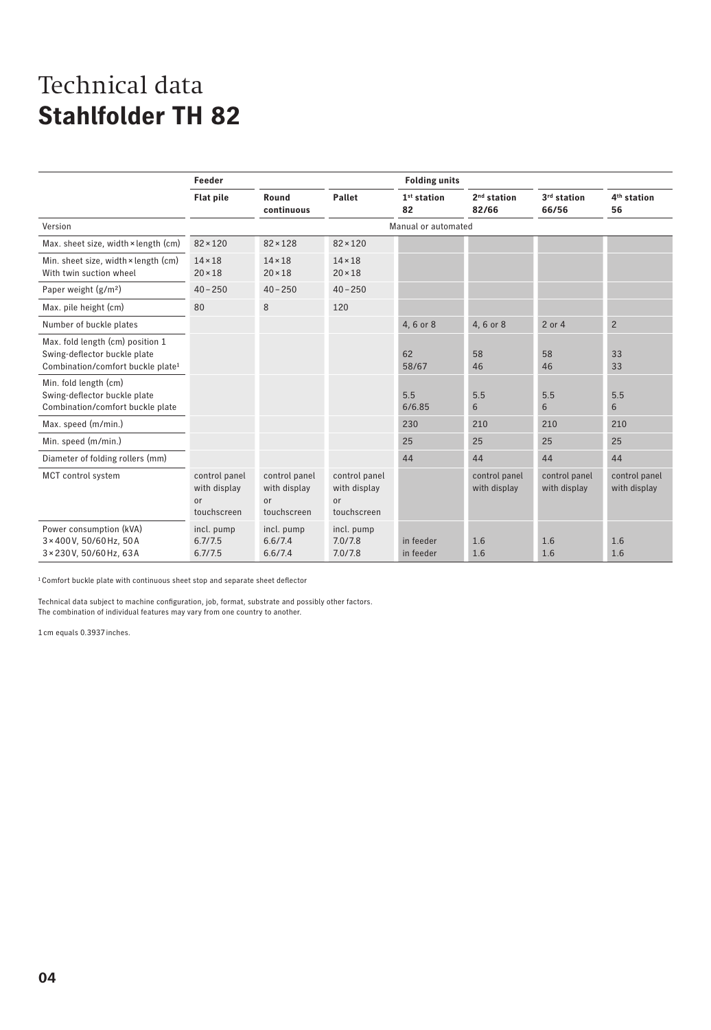# Technical data
# **Stahlfolder TH 82**

| | Feeder | | | Folding units | | | |
|---|---|---|---|---|---|---|---|
| | **Flat pile** | **Round continuous** | **Pallet** | **1st station 82** | **2nd station 82/66** | **3rd station 66/56** | **4th station 56** |
| Version | Manual or automated | | | | | | |
| Max. sheet size, width × length (cm) | 82 × 120 | 82 × 128 | 82 × 120 | | | | |
| Min. sheet size, width × length (cm)<br>With twin suction wheel | 14 × 18<br>20 × 18 | 14 × 18<br>20 × 18 | 14 × 18<br>20 × 18 | | | | |
| Paper weight (g/m²) | 40 – 250 | 40 – 250 | 40 – 250 | | | | |
| Max. pile height (cm) | 80 | 8 | 120 | | | | |
| Number of buckle plates | | | | 4, 6 or 8 | 4, 6 or 8 | 2 or 4 | 2 |
| Max. fold length (cm) position 1<br>Swing-deflector buckle plate<br>Combination/comfort buckle plate[1] | | | | <br>62<br>58/67 | <br>58<br>46 | <br>58<br>46 | <br>33<br>33 |
| Min. fold length (cm)<br>Swing-deflector buckle plate<br>Combination/comfort buckle plate | | | | <br>5.5<br>6/6.85 | <br>5.5<br>6 | <br>5.5<br>6 | <br>5.5<br>6 |
| Max. speed (m/min.) | | | | 230 | 210 | 210 | 210 |
| Min. speed (m/min.) | | | | 25 | 25 | 25 | 25 |
| Diameter of folding rollers (mm) | | | | 44 | 44 | 44 | 44 |
| MCT control system | control panel with display or touchscreen | control panel with display or touchscreen | control panel with display or touchscreen | | control panel with display | control panel with display | control panel with display |
| Power consumption (kVA)<br>3 × 400 V, 50/60 Hz, 50 A<br>3 × 230 V, 50/60 Hz, 63 A | incl. pump<br>6.7/7.5<br>6.7/7.5 | incl. pump<br>6.6/7.4<br>6.6/7.4 | incl. pump<br>7.0/7.8<br>7.0/7.8 | <br>in feeder<br>in feeder | <br>1.6<br>1.6 | <br>1.6<br>1.6 | <br>1.6<br>1.6 |

[1] Comfort buckle plate with continuous sheet stop and separate sheet deflector

Technical data subject to machine configuration, job, format, substrate and possibly other factors.
The combination of individual features may vary from one country to another.

1 cm equals 0.3937 inches.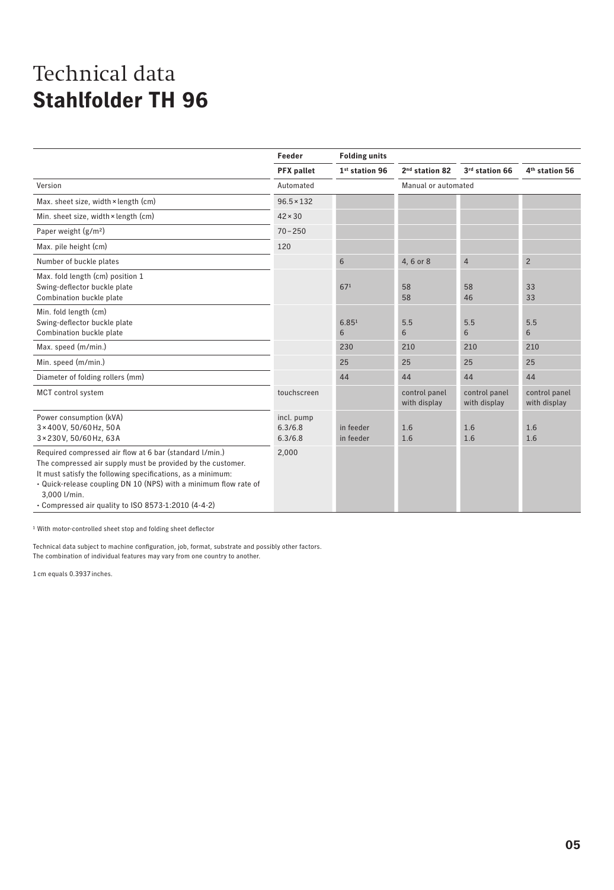# Technical data
## **Stahlfolder TH 96**

| | Feeder | Folding units | | | |
|---|---|---|---|---|---|
| | **PFX pallet** | **1st station 96** | **2nd station 82** | **3rd station 66** | **4th station 56** |
| Version | Automated | | Manual or automated | | |
| Max. sheet size, width × length (cm) | 96.5 × 132 | | | | |
| Min. sheet size, width × length (cm) | 42 × 30 | | | | |
| Paper weight (g/m²) | 70 – 250 | | | | |
| Max. pile height (cm) | 120 | | | | |
| Number of buckle plates | | 6 | 4, 6 or 8 | 4 | 2 |
| Max. fold length (cm) position 1<br>Swing-deflector buckle plate<br>Combination buckle plate | | 67[1] | 58<br>58 | 58<br>46 | 33<br>33 |
| Min. fold length (cm)<br>Swing-deflector buckle plate<br>Combination buckle plate | | 6.85[1]<br>6 | 5.5<br>6 | 5.5<br>6 | 5.5<br>6 |
| Max. speed (m/min.) | | 230 | 210 | 210 | 210 |
| Min. speed (m/min.) | | 25 | 25 | 25 | 25 |
| Diameter of folding rollers (mm) | | 44 | 44 | 44 | 44 |
| MCT control system | touchscreen | | control panel with display | control panel with display | control panel with display |
| Power consumption (kVA)<br>3 × 400 V, 50/60 Hz, 50 A<br>3 × 230 V, 50/60 Hz, 63 A | incl. pump<br>6.3/6.8<br>6.3/6.8 | <br>in feeder<br>in feeder | <br>1.6<br>1.6 | <br>1.6<br>1.6 | <br>1.6<br>1.6 |
| Required compressed air flow at 6 bar (standard l/min.)<br>The compressed air supply must be provided by the customer.<br>It must satisfy the following specifications, as a minimum:<br>• Quick-release coupling DN 10 (NPS) with a minimum flow rate of 3,000 l/min.<br>• Compressed air quality to ISO 8573-1:2010 (4-4-2) | 2,000 | | | | |

[1] With motor-controlled sheet stop and folding sheet deflector

Technical data subject to machine configuration, job, format, substrate and possibly other factors.
The combination of individual features may vary from one country to another.

1 cm equals 0.3937 inches.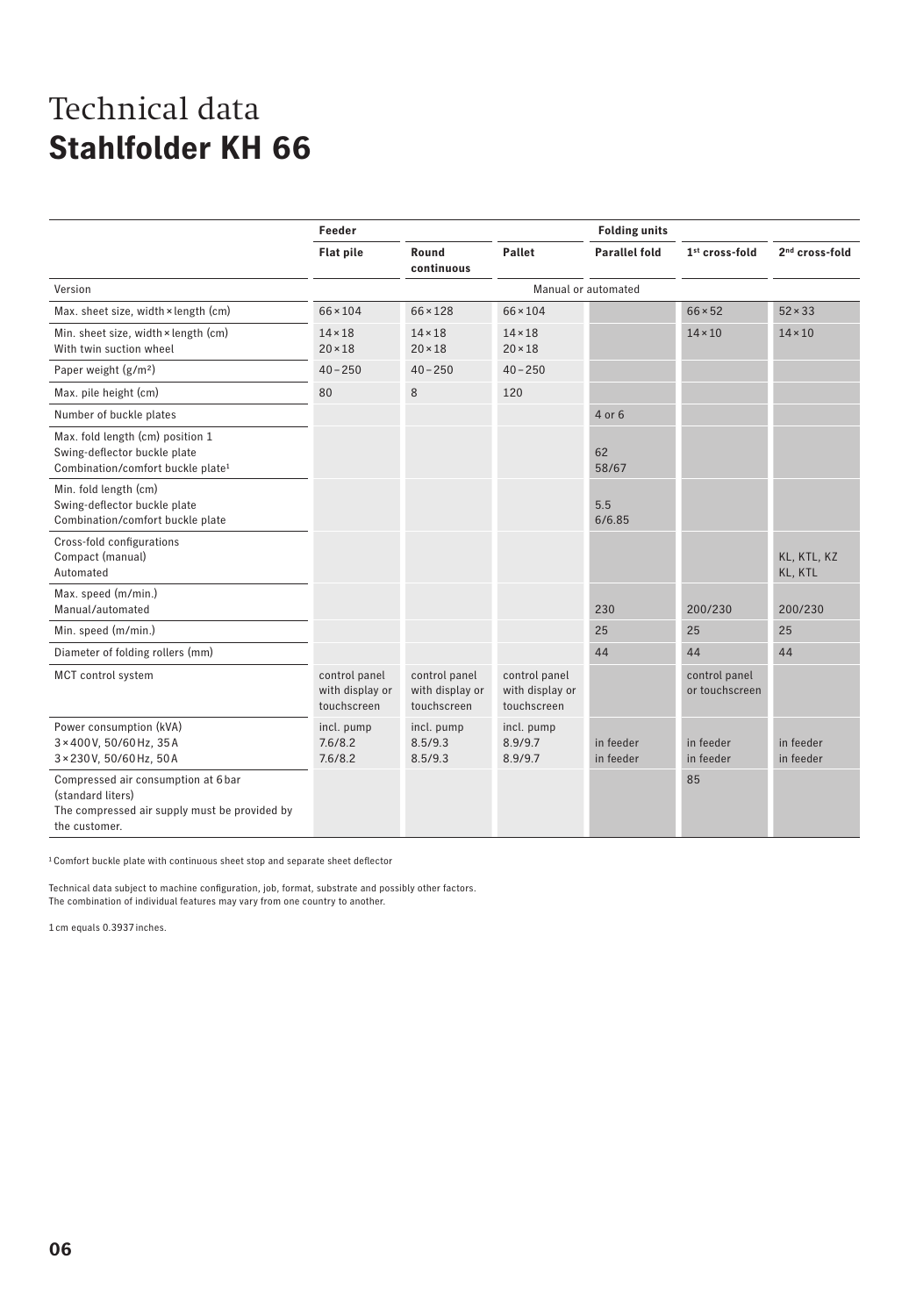# Technical data
## **Stahlfolder KH 66**

| | Feeder | | | Folding units | | |
|---|---|---|---|---|---|---|
| | **Flat pile** | **Round continuous** | **Pallet** | **Parallel fold** | **1st cross-fold** | **2nd cross-fold** |
| Version | Manual or automated | | | | | |
| Max. sheet size, width × length (cm) | 66 × 104 | 66 × 128 | 66 × 104 | | 66 × 52 | 52 × 33 |
| Min. sheet size, width × length (cm)<br>With twin suction wheel | 14 × 18<br>20 × 18 | 14 × 18<br>20 × 18 | 14 × 18<br>20 × 18 | | 14 × 10 | 14 × 10 |
| Paper weight (g/m²) | 40 – 250 | 40 – 250 | 40 – 250 | | | |
| Max. pile height (cm) | 80 | 8 | 120 | | | |
| Number of buckle plates | | | | 4 or 6 | | |
| Max. fold length (cm) position 1<br>Swing-deflector buckle plate<br>Combination/comfort buckle plate[1] | | | | 62<br>58/67 | | |
| Min. fold length (cm)<br>Swing-deflector buckle plate<br>Combination/comfort buckle plate | | | | 5.5<br>6/6.85 | | |
| Cross-fold configurations<br>Compact (manual)<br>Automated | | | | | | KL, KTL, KZ<br>KL, KTL |
| Max. speed (m/min.)<br>Manual/automated | | | | 230 | 200/230 | 200/230 |
| Min. speed (m/min.) | | | | 25 | 25 | 25 |
| Diameter of folding rollers (mm) | | | | 44 | 44 | 44 |
| MCT control system | control panel with display or touchscreen | control panel with display or touchscreen | control panel with display or touchscreen | | control panel or touchscreen | |
| Power consumption (kVA)<br>3 × 400 V, 50/60 Hz, 35 A<br>3 × 230 V, 50/60 Hz, 50 A | incl. pump<br>7.6/8.2<br>7.6/8.2 | incl. pump<br>8.5/9.3<br>8.5/9.3 | incl. pump<br>8.9/9.7<br>8.9/9.7 | in feeder<br>in feeder | in feeder<br>in feeder | in feeder<br>in feeder |
| Compressed air consumption at 6 bar (standard liters)<br>The compressed air supply must be provided by the customer. | | | | | 85 | |

[1] Comfort buckle plate with continuous sheet stop and separate sheet deflector

Technical data subject to machine configuration, job, format, substrate and possibly other factors.
The combination of individual features may vary from one country to another.

1 cm equals 0.3937 inches.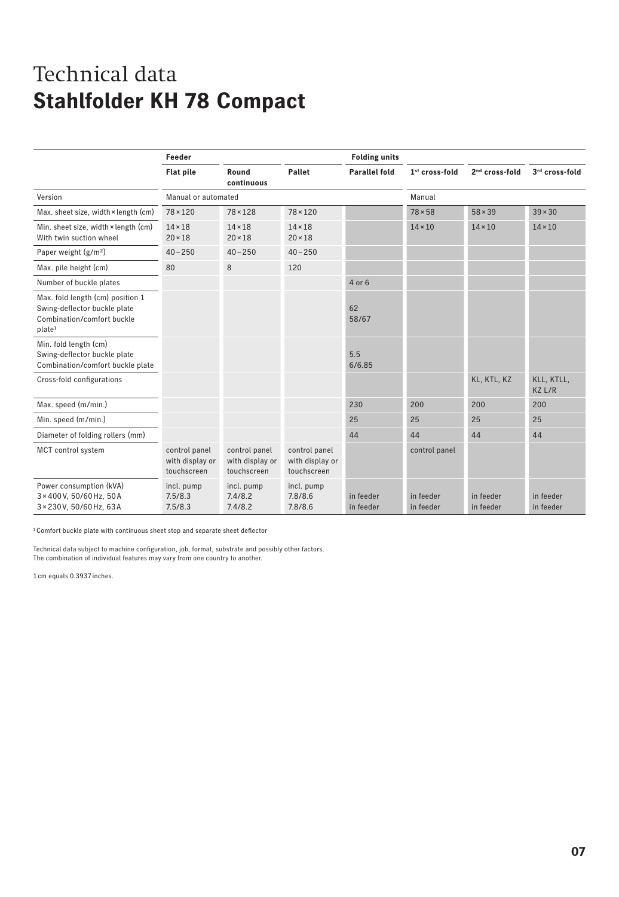# Technical data
## **Stahlfolder KH 78 Compact**

| | Feeder | | | Folding units | | | |
|---|---|---|---|---|---|---|---|
| | **Flat pile** | **Round continuous** | **Pallet** | **Parallel fold** | **1st cross-fold** | **2nd cross-fold** | **3rd cross-fold** |
| Version | Manual or automated | | | | Manual | | |
| Max. sheet size, width × length (cm) | 78 × 120 | 78 × 128 | 78 × 120 | | 78 × 58 | 58 × 39 | 39 × 30 |
| Min. sheet size, width × length (cm) With twin suction wheel | 14 × 18<br>20 × 18 | 14 × 18<br>20 × 18 | 14 × 18<br>20 × 18 | | 14 × 10 | 14 × 10 | 14 × 10 |
| Paper weight (g/m²) | 40 – 250 | 40 – 250 | 40 – 250 | | | | |
| Max. pile height (cm) | 80 | 8 | 120 | | | | |
| Number of buckle plates | | | | 4 or 6 | | | |
| Max. fold length (cm) position 1 Swing-deflector buckle plate Combination/comfort buckle plate[1] | | | | 62<br>58/67 | | | |
| Min. fold length (cm) Swing-deflector buckle plate Combination/comfort buckle plate | | | | 5.5<br>6/6.85 | | | |
| Cross-fold configurations | | | | | | KL, KTL, KZ | KLL, KTLL, KZ L/R |
| Max. speed (m/min.) | | | | 230 | 200 | 200 | 200 |
| Min. speed (m/min.) | | | | 25 | 25 | 25 | 25 |
| Diameter of folding rollers (mm) | | | | 44 | 44 | 44 | 44 |
| MCT control system | control panel with display or touchscreen | control panel with display or touchscreen | control panel with display or touchscreen | | control panel | | |
| Power consumption (kVA)<br>3 × 400 V, 50/60 Hz, 50 A<br>3 × 230 V, 50/60 Hz, 63 A | incl. pump<br>7.5/8.3<br>7.5/8.3 | incl. pump<br>7.4/8.2<br>7.4/8.2 | incl. pump<br>7.8/8.6<br>7.8/8.6 | in feeder<br>in feeder | in feeder<br>in feeder | in feeder<br>in feeder | in feeder<br>in feeder |

[1] Comfort buckle plate with continuous sheet stop and separate sheet deflector

Technical data subject to machine configuration, job, format, substrate and possibly other factors.
The combination of individual features may vary from one country to another.

1 cm equals 0.3937 inches.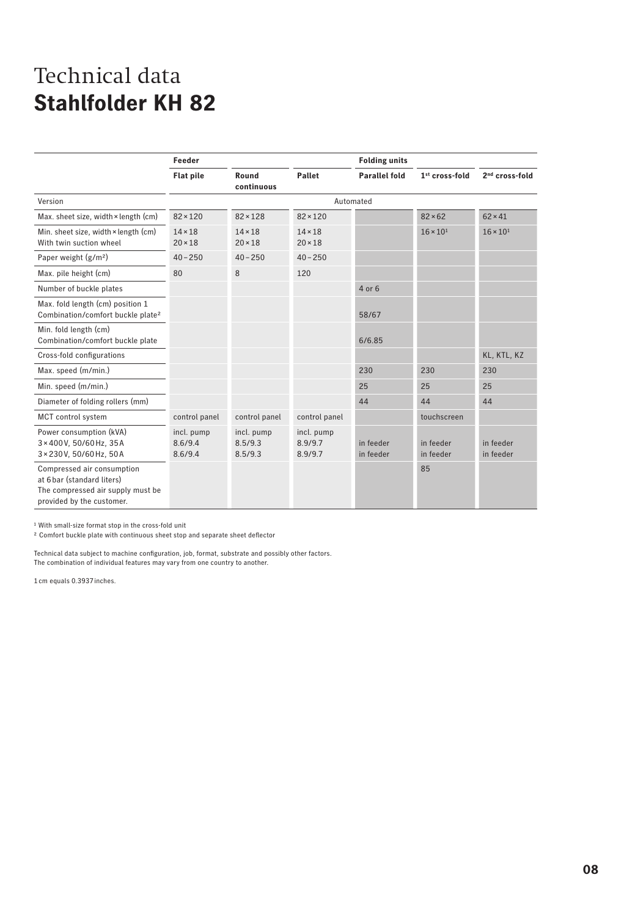# Technical data
# **Stahlfolder KH 82**

| | Feeder | | | Folding units | | |
|---|---|---|---|---|---|---|
| | **Flat pile** | **Round continuous** | **Pallet** | **Parallel fold** | **1st cross-fold** | **2nd cross-fold** |
| Version | Automated | | | | | |
| Max. sheet size, width × length (cm) | 82 × 120 | 82 × 128 | 82 × 120 | | 82 × 62 | 62 × 41 |
| Min. sheet size, width × length (cm)<br>With twin suction wheel | 14 × 18<br>20 × 18 | 14 × 18<br>20 × 18 | 14 × 18<br>20 × 18 | | 16 × 10[1] | 16 × 10[1] |
| Paper weight (g/m²) | 40 – 250 | 40 – 250 | 40 – 250 | | | |
| Max. pile height (cm) | 80 | 8 | 120 | | | |
| Number of buckle plates | | | | 4 or 6 | | |
| Max. fold length (cm) position 1<br>Combination/comfort buckle plate[2] | | | | 58/67 | | |
| Min. fold length (cm)<br>Combination/comfort buckle plate | | | | 6/6.85 | | |
| Cross-fold configurations | | | | | | KL, KTL, KZ |
| Max. speed (m/min.) | | | | 230 | 230 | 230 |
| Min. speed (m/min.) | | | | 25 | 25 | 25 |
| Diameter of folding rollers (mm) | | | | 44 | 44 | 44 |
| MCT control system | control panel | control panel | control panel | | touchscreen | |
| Power consumption (kVA)<br>3 × 400 V, 50/60 Hz, 35 A<br>3 × 230 V, 50/60 Hz, 50 A | incl. pump<br>8.6/9.4<br>8.6/9.4 | incl. pump<br>8.5/9.3<br>8.5/9.3 | incl. pump<br>8.9/9.7<br>8.9/9.7 | in feeder<br>in feeder | in feeder<br>in feeder | in feeder<br>in feeder |
| Compressed air consumption at 6 bar (standard liters)<br>The compressed air supply must be provided by the customer. | | | | | 85 | |

[1] With small-size format stop in the cross-fold unit

[2] Comfort buckle plate with continuous sheet stop and separate sheet deflector

Technical data subject to machine configuration, job, format, substrate and possibly other factors.
The combination of individual features may vary from one country to another.

1 cm equals 0.3937 inches.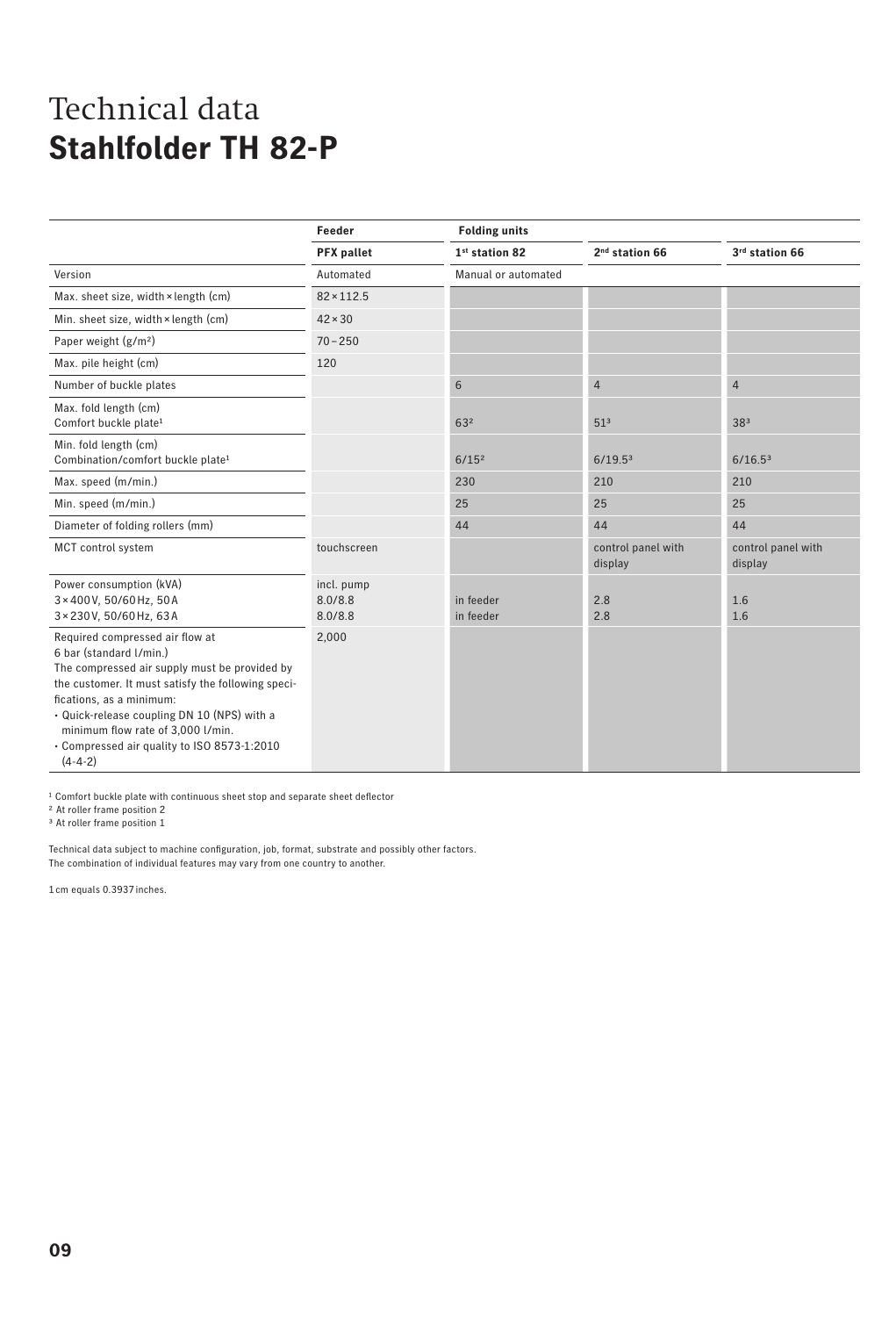# Technical data
## **Stahlfolder TH 82-P**

| | Feeder | Folding units | | |
|---|---|---|---|---|
| | **PFX pallet** | **1st station 82** | **2nd station 66** | **3rd station 66** |
| Version | Automated | Manual or automated | | |
| Max. sheet size, width × length (cm) | 82 × 112.5 | | | |
| Min. sheet size, width × length (cm) | 42 × 30 | | | |
| Paper weight (g/m²) | 70 – 250 | | | |
| Max. pile height (cm) | 120 | | | |
| Number of buckle plates | | 6 | 4 | 4 |
| Max. fold length (cm)<br>Comfort buckle plate[1] | | 63[2] | 51[3] | 38[3] |
| Min. fold length (cm)<br>Combination/comfort buckle plate[1] | | 6/15[2] | 6/19.5[3] | 6/16.5[3] |
| Max. speed (m/min.) | | 230 | 210 | 210 |
| Min. speed (m/min.) | | 25 | 25 | 25 |
| Diameter of folding rollers (mm) | | 44 | 44 | 44 |
| MCT control system | touchscreen | | control panel with display | control panel with display |
| Power consumption (kVA)<br>3 × 400 V, 50/60 Hz, 50 A<br>3 × 230 V, 50/60 Hz, 63 A | incl. pump<br>8.0/8.8<br>8.0/8.8 | <br>in feeder<br>in feeder | <br>2.8<br>2.8 | <br>1.6<br>1.6 |
| Required compressed air flow at 6 bar (standard l/min.)<br>The compressed air supply must be provided by the customer. It must satisfy the following specifications, as a minimum:<br>• Quick-release coupling DN 10 (NPS) with a minimum flow rate of 3,000 l/min.<br>• Compressed air quality to ISO 8573-1:2010 (4-4-2) | 2,000 | | | |

[1] Comfort buckle plate with continuous sheet stop and separate sheet deflector
[2] At roller frame position 2
[3] At roller frame position 1

Technical data subject to machine configuration, job, format, substrate and possibly other factors.
The combination of individual features may vary from one country to another.

1 cm equals 0.3937 inches.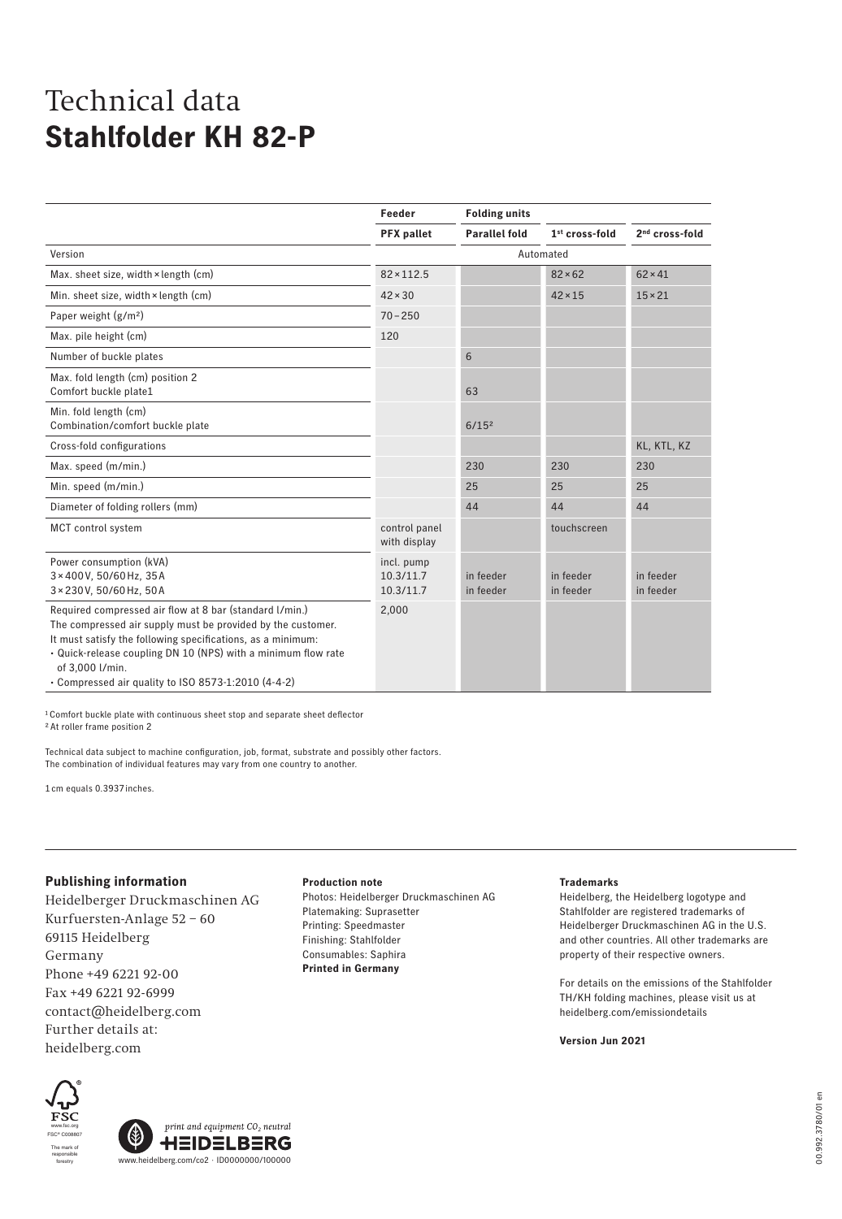# Technical data
# **Stahlfolder KH 82-P**

| | Feeder | Folding units | | |
|---|---|---|---|---|
| | **PFX pallet** | **Parallel fold** | **1st cross-fold** | **2nd cross-fold** |
| Version | Automated | | | |
| Max. sheet size, width × length (cm) | 82 × 112.5 | | 82 × 62 | 62 × 41 |
| Min. sheet size, width × length (cm) | 42 × 30 | | 42 × 15 | 15 × 21 |
| Paper weight (g/m²) | 70 – 250 | | | |
| Max. pile height (cm) | 120 | | | |
| Number of buckle plates | | 6 | | |
| Max. fold length (cm) position 2<br>Comfort buckle plate1 | | 63 | | |
| Min. fold length (cm)<br>Combination/comfort buckle plate | | 6/15[2] | | |
| Cross-fold configurations | | | | KL, KTL, KZ |
| Max. speed (m/min.) | | 230 | 230 | 230 |
| Min. speed (m/min.) | | 25 | 25 | 25 |
| Diameter of folding rollers (mm) | | 44 | 44 | 44 |
| MCT control system | control panel with display | | touchscreen | |
| Power consumption (kVA)<br>3 × 400 V, 50/60 Hz, 35 A<br>3 × 230 V, 50/60 Hz, 50 A | incl. pump<br>10.3/11.7<br>10.3/11.7 | <br>in feeder<br>in feeder | <br>in feeder<br>in feeder | <br>in feeder<br>in feeder |
| Required compressed air flow at 8 bar (standard l/min.)<br>The compressed air supply must be provided by the customer. It must satisfy the following specifications, as a minimum:<br>• Quick-release coupling DN 10 (NPS) with a minimum flow rate of 3,000 l/min.<br>• Compressed air quality to ISO 8573-1:2010 (4-4-2) | 2,000 | | | |

[1] Comfort buckle plate with continuous sheet stop and separate sheet deflector
[2] At roller frame position 2

Technical data subject to machine configuration, job, format, substrate and possibly other factors.
The combination of individual features may vary from one country to another.

1 cm equals 0.3937 inches.

### Publishing information

Heidelberger Druckmaschinen AG
Kurfuersten-Anlage 52 – 60
69115 Heidelberg
Germany
Phone +49 6221 92-00
Fax +49 6221 92-6999
contact@heidelberg.com
Further details at:
heidelberg.com

**Production note**
Photos: Heidelberger Druckmaschinen AG
Platemaking: Suprasetter
Printing: Speedmaster
Finishing: Stahlfolder
Consumables: Saphira
**Printed in Germany**

**Trademarks**
Heidelberg, the Heidelberg logotype and Stahlfolder are registered trademarks of Heidelberger Druckmaschinen AG in the U.S. and other countries. All other trademarks are property of their respective owners.

For details on the emissions of the Stahlfolder TH/KH folding machines, please visit us at heidelberg.com/emissiondetails

**Version Jun 2021**

FSC
www.fsc.org
FSC® C008807
The mark of responsible forestry

print and equipment $CO_2$ neutral
HEIDELBERG
www.heidelberg.com/co2 · ID00000000/100000

00.992.3780/01 en